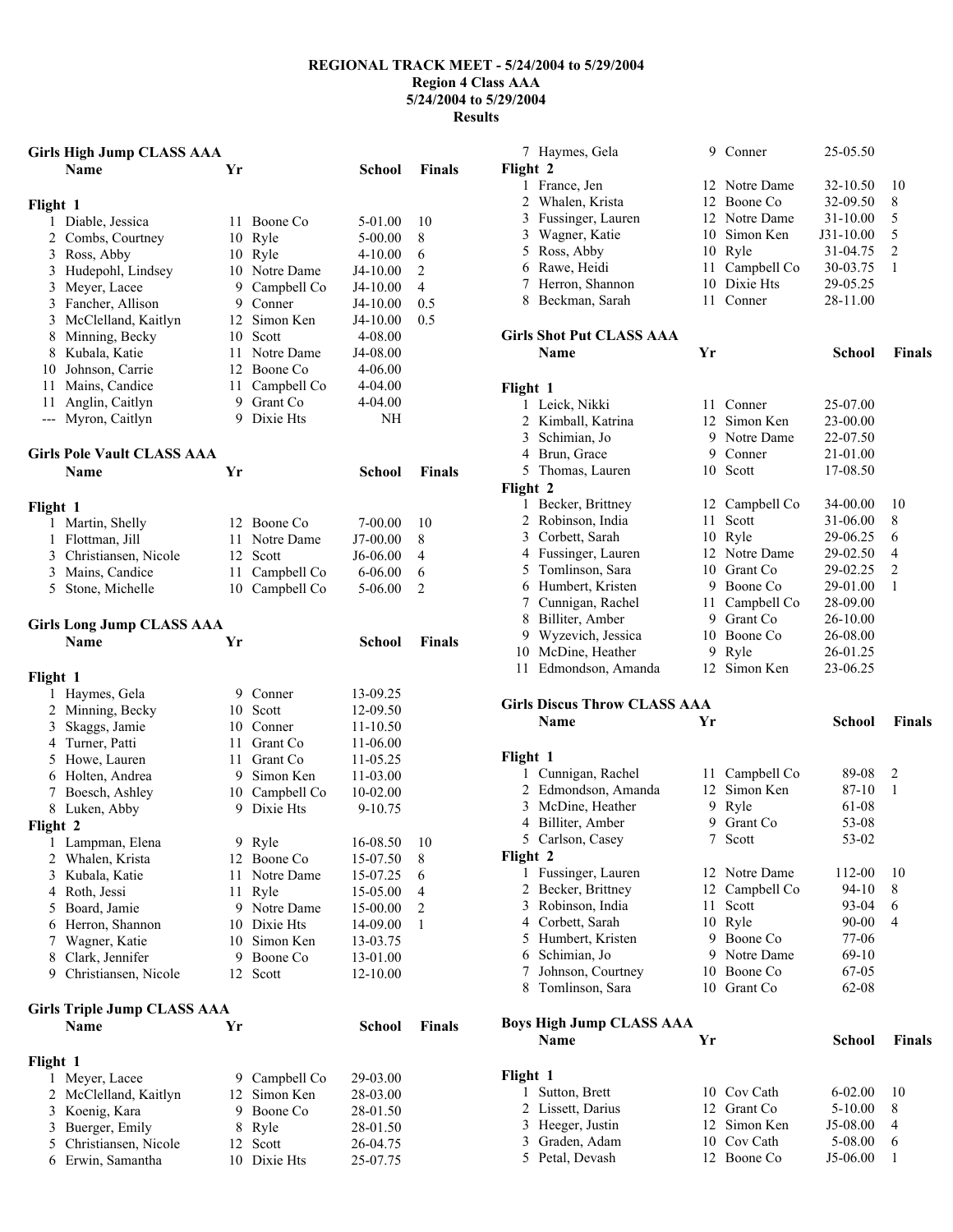# REGIONAL TRACK MEET - 5/24/2004 to 5/29/2004

**Region 4 Class AAA**
**5/24/2004 to 5/29/2004**
**Results**

## Girls High Jump CLASS AAA

| | Name | Yr | School | Finals | |
|---|---|---|---|---|---|
| **Flight 1** | | | | | |
| 1 | Diable, Jessica | 11 | Boone Co | 5-01.00 | 10 |
| 2 | Combs, Courtney | 10 | Ryle | 5-00.00 | 8 |
| 3 | Ross, Abby | 10 | Ryle | 4-10.00 | 6 |
| 3 | Hudepohl, Lindsey | 10 | Notre Dame | J4-10.00 | 2 |
| 3 | Meyer, Lacee | 9 | Campbell Co | J4-10.00 | 4 |
| 3 | Fancher, Allison | 9 | Conner | J4-10.00 | 0.5 |
| 3 | McClelland, Kaitlyn | 12 | Simon Ken | J4-10.00 | 0.5 |
| 8 | Minning, Becky | 10 | Scott | 4-08.00 | |
| 8 | Kubala, Katie | 11 | Notre Dame | J4-08.00 | |
| 10 | Johnson, Carrie | 12 | Boone Co | 4-06.00 | |
| 11 | Mains, Candice | 11 | Campbell Co | 4-04.00 | |
| 11 | Anglin, Caitlyn | 9 | Grant Co | 4-04.00 | |
| --- | Myron, Caitlyn | 9 | Dixie Hts | NH | |

## Girls Pole Vault CLASS AAA

| | Name | Yr | School | Finals | |
|---|---|---|---|---|---|
| **Flight 1** | | | | | |
| 1 | Martin, Shelly | 12 | Boone Co | 7-00.00 | 10 |
| 1 | Flottman, Jill | 11 | Notre Dame | J7-00.00 | 8 |
| 3 | Christiansen, Nicole | 12 | Scott | J6-06.00 | 4 |
| 3 | Mains, Candice | 11 | Campbell Co | 6-06.00 | 6 |
| 5 | Stone, Michelle | 10 | Campbell Co | 5-06.00 | 2 |

## Girls Long Jump CLASS AAA

| | Name | Yr | School | Finals | |
|---|---|---|---|---|---|
| **Flight 1** | | | | | |
| 1 | Haymes, Gela | 9 | Conner | 13-09.25 | |
| 2 | Minning, Becky | 10 | Scott | 12-09.50 | |
| 3 | Skaggs, Jamie | 10 | Conner | 11-10.50 | |
| 4 | Turner, Patti | 11 | Grant Co | 11-06.00 | |
| 5 | Howe, Lauren | 11 | Grant Co | 11-05.25 | |
| 6 | Holten, Andrea | 9 | Simon Ken | 11-03.00 | |
| 7 | Boesch, Ashley | 10 | Campbell Co | 10-02.00 | |
| 8 | Luken, Abby | 9 | Dixie Hts | 9-10.75 | |
| **Flight 2** | | | | | |
| 1 | Lampman, Elena | 9 | Ryle | 16-08.50 | 10 |
| 2 | Whalen, Krista | 12 | Boone Co | 15-07.50 | 8 |
| 3 | Kubala, Katie | 11 | Notre Dame | 15-07.25 | 6 |
| 4 | Roth, Jessi | 11 | Ryle | 15-05.00 | 4 |
| 5 | Board, Jamie | 9 | Notre Dame | 15-00.00 | 2 |
| 6 | Herron, Shannon | 10 | Dixie Hts | 14-09.00 | 1 |
| 7 | Wagner, Katie | 10 | Simon Ken | 13-03.75 | |
| 8 | Clark, Jennifer | 9 | Boone Co | 13-01.00 | |
| 9 | Christiansen, Nicole | 12 | Scott | 12-10.00 | |

## Girls Triple Jump CLASS AAA

| | Name | Yr | School | Finals | |
|---|---|---|---|---|---|
| **Flight 1** | | | | | |
| 1 | Meyer, Lacee | 9 | Campbell Co | 29-03.00 | |
| 2 | McClelland, Kaitlyn | 12 | Simon Ken | 28-03.00 | |
| 3 | Koenig, Kara | 9 | Boone Co | 28-01.50 | |
| 3 | Buerger, Emily | 8 | Ryle | 28-01.50 | |
| 5 | Christiansen, Nicole | 12 | Scott | 26-04.75 | |
| 6 | Erwin, Samantha | 10 | Dixie Hts | 25-07.75 | |
| 7 | Haymes, Gela | 9 | Conner | 25-05.50 | |
| **Flight 2** | | | | | |
| 1 | France, Jen | 12 | Notre Dame | 32-10.50 | 10 |
| 2 | Whalen, Krista | 12 | Boone Co | 32-09.50 | 8 |
| 3 | Fussinger, Lauren | 12 | Notre Dame | 31-10.00 | 5 |
| 3 | Wagner, Katie | 10 | Simon Ken | J31-10.00 | 5 |
| 5 | Ross, Abby | 10 | Ryle | 31-04.75 | 2 |
| 6 | Rawe, Heidi | 11 | Campbell Co | 30-03.75 | 1 |
| 7 | Herron, Shannon | 10 | Dixie Hts | 29-05.25 | |
| 8 | Beckman, Sarah | 11 | Conner | 28-11.00 | |

## Girls Shot Put CLASS AAA

| | Name | Yr | School | Finals | |
|---|---|---|---|---|---|
| **Flight 1** | | | | | |
| 1 | Leick, Nikki | 11 | Conner | 25-07.00 | |
| 2 | Kimball, Katrina | 12 | Simon Ken | 23-00.00 | |
| 3 | Schimian, Jo | 9 | Notre Dame | 22-07.50 | |
| 4 | Brun, Grace | 9 | Conner | 21-01.00 | |
| 5 | Thomas, Lauren | 10 | Scott | 17-08.50 | |
| **Flight 2** | | | | | |
| 1 | Becker, Brittney | 12 | Campbell Co | 34-00.00 | 10 |
| 2 | Robinson, India | 11 | Scott | 31-06.00 | 8 |
| 3 | Corbett, Sarah | 10 | Ryle | 29-06.25 | 6 |
| 4 | Fussinger, Lauren | 12 | Notre Dame | 29-02.50 | 4 |
| 5 | Tomlinson, Sara | 10 | Grant Co | 29-02.25 | 2 |
| 6 | Humbert, Kristen | 9 | Boone Co | 29-01.00 | 1 |
| 7 | Cunnigan, Rachel | 11 | Campbell Co | 28-09.00 | |
| 8 | Billiter, Amber | 9 | Grant Co | 26-10.00 | |
| 9 | Wyzevich, Jessica | 10 | Boone Co | 26-08.00 | |
| 10 | McDine, Heather | 9 | Ryle | 26-01.25 | |
| 11 | Edmondson, Amanda | 12 | Simon Ken | 23-06.25 | |

## Girls Discus Throw CLASS AAA

| | Name | Yr | School | Finals | |
|---|---|---|---|---|---|
| **Flight 1** | | | | | |
| 1 | Cunnigan, Rachel | 11 | Campbell Co | 89-08 | 2 |
| 2 | Edmondson, Amanda | 12 | Simon Ken | 87-10 | 1 |
| 3 | McDine, Heather | 9 | Ryle | 61-08 | |
| 4 | Billiter, Amber | 9 | Grant Co | 53-08 | |
| 5 | Carlson, Casey | 7 | Scott | 53-02 | |
| **Flight 2** | | | | | |
| 1 | Fussinger, Lauren | 12 | Notre Dame | 112-00 | 10 |
| 2 | Becker, Brittney | 12 | Campbell Co | 94-10 | 8 |
| 3 | Robinson, India | 11 | Scott | 93-04 | 6 |
| 4 | Corbett, Sarah | 10 | Ryle | 90-00 | 4 |
| 5 | Humbert, Kristen | 9 | Boone Co | 77-06 | |
| 6 | Schimian, Jo | 9 | Notre Dame | 69-10 | |
| 7 | Johnson, Courtney | 10 | Boone Co | 67-05 | |
| 8 | Tomlinson, Sara | 10 | Grant Co | 62-08 | |

## Boys High Jump CLASS AAA

| | Name | Yr | School | Finals | |
|---|---|---|---|---|---|
| **Flight 1** | | | | | |
| 1 | Sutton, Brett | 10 | Cov Cath | 6-02.00 | 10 |
| 2 | Lissett, Darius | 12 | Grant Co | 5-10.00 | 8 |
| 3 | Heeger, Justin | 12 | Simon Ken | J5-08.00 | 4 |
| 3 | Graden, Adam | 10 | Cov Cath | 5-08.00 | 6 |
| 5 | Petal, Devash | 12 | Boone Co | J5-06.00 | 1 |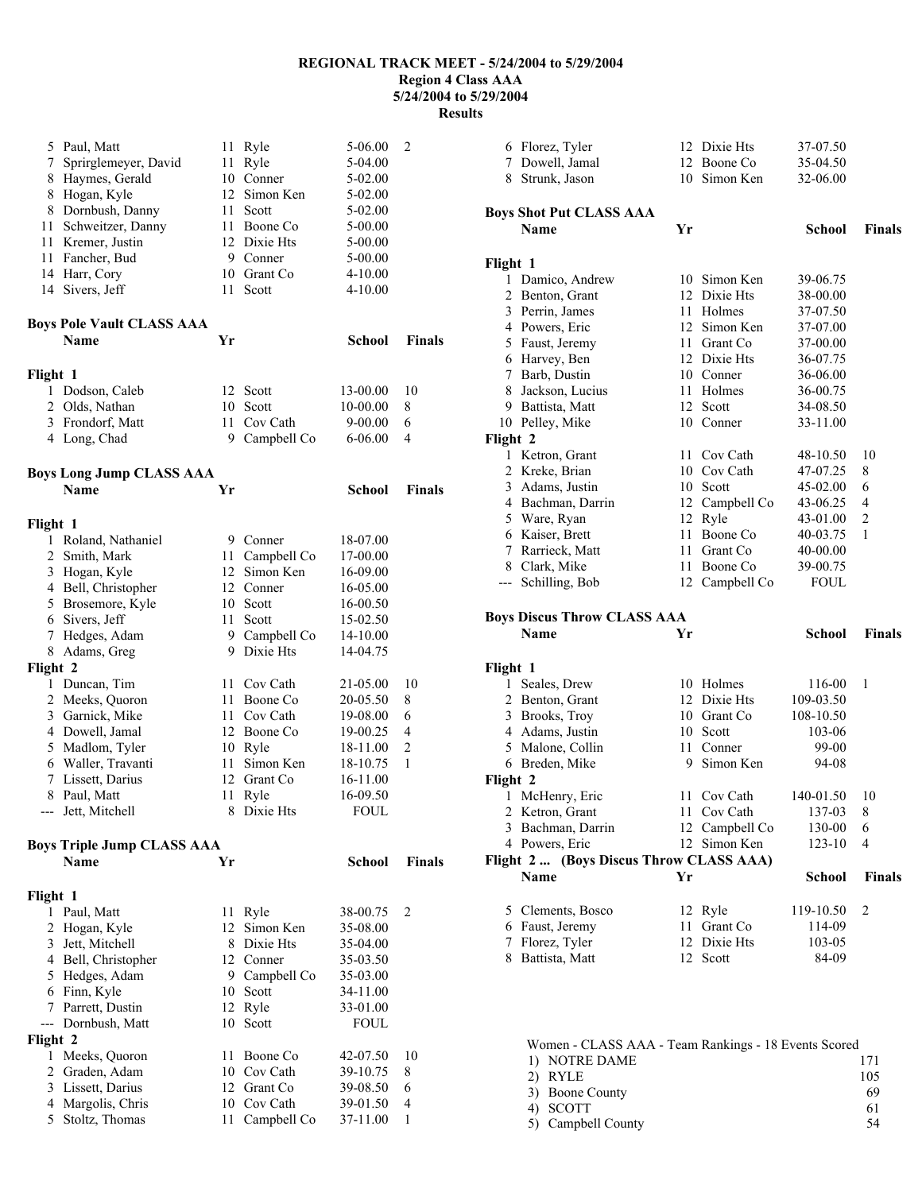**REGIONAL TRACK MEET - 5/24/2004 to 5/29/2004**
**Region 4 Class AAA**
**5/24/2004 to 5/29/2004**
**Results**

| | Name | Yr | School | | Finals |
|---|---|---|---|---|---|
| 5 | Paul, Matt | 11 | Ryle | 5-06.00 | 2 |
| 7 | Sprirglemeyer, David | 11 | Ryle | 5-04.00 | |
| 8 | Haymes, Gerald | 10 | Conner | 5-02.00 | |
| 8 | Hogan, Kyle | 12 | Simon Ken | 5-02.00 | |
| 8 | Dornbush, Danny | 11 | Scott | 5-02.00 | |
| 11 | Schweitzer, Danny | 11 | Boone Co | 5-00.00 | |
| 11 | Kremer, Justin | 12 | Dixie Hts | 5-00.00 | |
| 11 | Fancher, Bud | 9 | Conner | 5-00.00 | |
| 14 | Harr, Cory | 10 | Grant Co | 4-10.00 | |
| 14 | Sivers, Jeff | 11 | Scott | 4-10.00 | |

### Boys Pole Vault CLASS AAA

| | Name | Yr | School | Finals | |
|---|---|---|---|---|---|
| **Flight 1** | | | | | |
| 1 | Dodson, Caleb | 12 | Scott | 13-00.00 | 10 |
| 2 | Olds, Nathan | 10 | Scott | 10-00.00 | 8 |
| 3 | Frondorf, Matt | 11 | Cov Cath | 9-00.00 | 6 |
| 4 | Long, Chad | 9 | Campbell Co | 6-06.00 | 4 |

### Boys Long Jump CLASS AAA

| | Name | Yr | School | Finals | |
|---|---|---|---|---|---|
| **Flight 1** | | | | | |
| 1 | Roland, Nathaniel | 9 | Conner | 18-07.00 | |
| 2 | Smith, Mark | 11 | Campbell Co | 17-00.00 | |
| 3 | Hogan, Kyle | 12 | Simon Ken | 16-09.00 | |
| 4 | Bell, Christopher | 12 | Conner | 16-05.00 | |
| 5 | Brosemore, Kyle | 10 | Scott | 16-00.50 | |
| 6 | Sivers, Jeff | 11 | Scott | 15-02.50 | |
| 7 | Hedges, Adam | 9 | Campbell Co | 14-10.00 | |
| 8 | Adams, Greg | 9 | Dixie Hts | 14-04.75 | |
| **Flight 2** | | | | | |
| 1 | Duncan, Tim | 11 | Cov Cath | 21-05.00 | 10 |
| 2 | Meeks, Quoron | 11 | Boone Co | 20-05.50 | 8 |
| 3 | Garnick, Mike | 11 | Cov Cath | 19-08.00 | 6 |
| 4 | Dowell, Jamal | 12 | Boone Co | 19-00.25 | 4 |
| 5 | Madlom, Tyler | 10 | Ryle | 18-11.00 | 2 |
| 6 | Waller, Travanti | 11 | Simon Ken | 18-10.75 | 1 |
| 7 | Lissett, Darius | 12 | Grant Co | 16-11.00 | |
| 8 | Paul, Matt | 11 | Ryle | 16-09.50 | |
| --- | Jett, Mitchell | 8 | Dixie Hts | FOUL | |

### Boys Triple Jump CLASS AAA

| | Name | Yr | School | Finals | |
|---|---|---|---|---|---|
| **Flight 1** | | | | | |
| 1 | Paul, Matt | 11 | Ryle | 38-00.75 | 2 |
| 2 | Hogan, Kyle | 12 | Simon Ken | 35-08.00 | |
| 3 | Jett, Mitchell | 8 | Dixie Hts | 35-04.00 | |
| 4 | Bell, Christopher | 12 | Conner | 35-03.50 | |
| 5 | Hedges, Adam | 9 | Campbell Co | 35-03.00 | |
| 6 | Finn, Kyle | 10 | Scott | 34-11.00 | |
| 7 | Parrett, Dustin | 12 | Ryle | 33-01.00 | |
| --- | Dornbush, Matt | 10 | Scott | FOUL | |
| **Flight 2** | | | | | |
| 1 | Meeks, Quoron | 11 | Boone Co | 42-07.50 | 10 |
| 2 | Graden, Adam | 10 | Cov Cath | 39-10.75 | 8 |
| 3 | Lissett, Darius | 12 | Grant Co | 39-08.50 | 6 |
| 4 | Margolis, Chris | 10 | Cov Cath | 39-01.50 | 4 |
| 5 | Stoltz, Thomas | 11 | Campbell Co | 37-11.00 | 1 |
| 6 | Florez, Tyler | 12 | Dixie Hts | 37-07.50 | |
| 7 | Dowell, Jamal | 12 | Boone Co | 35-04.50 | |
| 8 | Strunk, Jason | 10 | Simon Ken | 32-06.00 | |

### Boys Shot Put CLASS AAA

| | Name | Yr | School | Finals | |
|---|---|---|---|---|---|
| **Flight 1** | | | | | |
| 1 | Damico, Andrew | 10 | Simon Ken | 39-06.75 | |
| 2 | Benton, Grant | 12 | Dixie Hts | 38-00.00 | |
| 3 | Perrin, James | 11 | Holmes | 37-07.50 | |
| 4 | Powers, Eric | 12 | Simon Ken | 37-07.00 | |
| 5 | Faust, Jeremy | 11 | Grant Co | 37-00.00 | |
| 6 | Harvey, Ben | 12 | Dixie Hts | 36-07.75 | |
| 7 | Barb, Dustin | 10 | Conner | 36-06.00 | |
| 8 | Jackson, Lucius | 11 | Holmes | 36-00.75 | |
| 9 | Battista, Matt | 12 | Scott | 34-08.50 | |
| 10 | Pelley, Mike | 10 | Conner | 33-11.00 | |
| **Flight 2** | | | | | |
| 1 | Ketron, Grant | 11 | Cov Cath | 48-10.50 | 10 |
| 2 | Kreke, Brian | 10 | Cov Cath | 47-07.25 | 8 |
| 3 | Adams, Justin | 10 | Scott | 45-02.00 | 6 |
| 4 | Bachman, Darrin | 12 | Campbell Co | 43-06.25 | 4 |
| 5 | Ware, Ryan | 12 | Ryle | 43-01.00 | 2 |
| 6 | Kaiser, Brett | 11 | Boone Co | 40-03.75 | 1 |
| 7 | Rarrieck, Matt | 11 | Grant Co | 40-00.00 | |
| 8 | Clark, Mike | 11 | Boone Co | 39-00.75 | |
| --- | Schilling, Bob | 12 | Campbell Co | FOUL | |

### Boys Discus Throw CLASS AAA

| | Name | Yr | School | Finals | |
|---|---|---|---|---|---|
| **Flight 1** | | | | | |
| 1 | Seales, Drew | 10 | Holmes | 116-00 | 1 |
| 2 | Benton, Grant | 12 | Dixie Hts | 109-03.50 | |
| 3 | Brooks, Troy | 10 | Grant Co | 108-10.50 | |
| 4 | Adams, Justin | 10 | Scott | 103-06 | |
| 5 | Malone, Collin | 11 | Conner | 99-00 | |
| 6 | Breden, Mike | 9 | Simon Ken | 94-08 | |
| **Flight 2** | | | | | |
| 1 | McHenry, Eric | 11 | Cov Cath | 140-01.50 | 10 |
| 2 | Ketron, Grant | 11 | Cov Cath | 137-03 | 8 |
| 3 | Bachman, Darrin | 12 | Campbell Co | 130-00 | 6 |
| 4 | Powers, Eric | 12 | Simon Ken | 123-10 | 4 |
| 5 | Clements, Bosco | 12 | Ryle | 119-10.50 | 2 |
| 6 | Faust, Jeremy | 11 | Grant Co | 114-09 | |
| 7 | Florez, Tyler | 12 | Dixie Hts | 103-05 | |
| 8 | Battista, Matt | 12 | Scott | 84-09 | |

Women - CLASS AAA - Team Rankings - 18 Events Scored

| Rank | Team | Points |
|---|---|---|
| 1) | NOTRE DAME | 171 |
| 2) | RYLE | 105 |
| 3) | Boone County | 69 |
| 4) | SCOTT | 61 |
| 5) | Campbell County | 54 |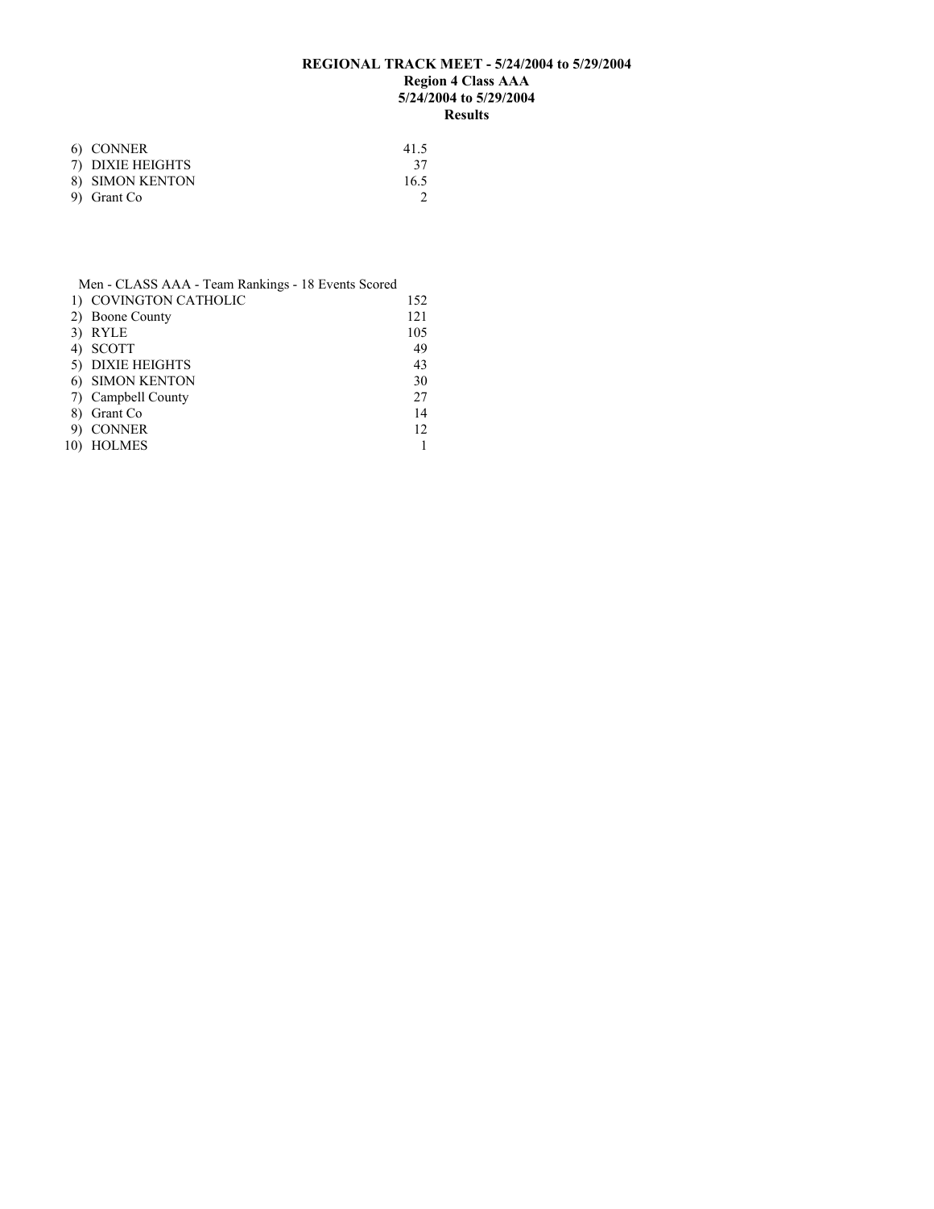**REGIONAL TRACK MEET - 5/24/2004 to 5/29/2004**
**Region 4 Class AAA**
**5/24/2004 to 5/29/2004**
**Results**

| | | |
|---|---|---|
| 6) | CONNER | 41.5 |
| 7) | DIXIE HEIGHTS | 37 |
| 8) | SIMON KENTON | 16.5 |
| 9) | Grant Co | 2 |

Men - CLASS AAA - Team Rankings - 18 Events Scored

| | | |
|---|---|---|
| 1) | COVINGTON CATHOLIC | 152 |
| 2) | Boone County | 121 |
| 3) | RYLE | 105 |
| 4) | SCOTT | 49 |
| 5) | DIXIE HEIGHTS | 43 |
| 6) | SIMON KENTON | 30 |
| 7) | Campbell County | 27 |
| 8) | Grant Co | 14 |
| 9) | CONNER | 12 |
| 10) | HOLMES | 1 |